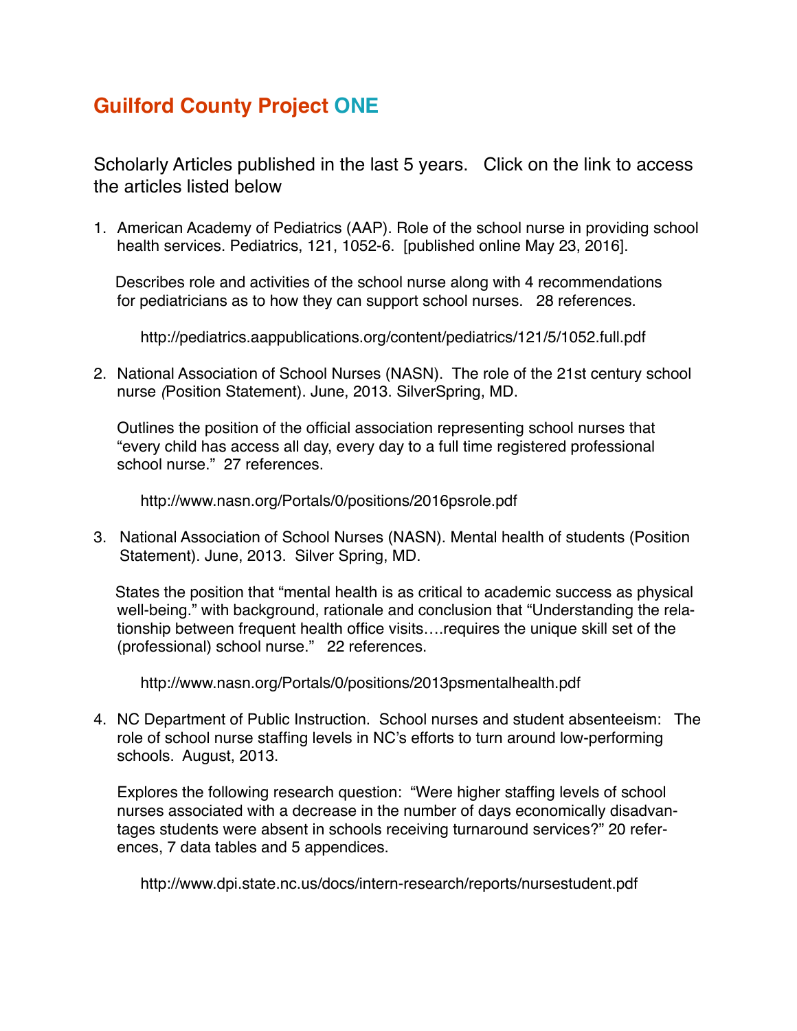# Guilford County Project ONE

Scholarly Articles published in the last 5 years. Click on the link to access the articles listed below

1. American Academy of Pediatrics (AAP). Role of the school nurse in providing school health services. Pediatrics, 121, 1052-6. [published online May 23, 2016].

   Describes role and activities of the school nurse along with 4 recommendations for pediatricians as to how they can support school nurses. 28 references.

   http://pediatrics.aappublications.org/content/pediatrics/121/5/1052.full.pdf

2. National Association of School Nurses (NASN). The role of the 21st century school nurse (Position Statement). June, 2013. SilverSpring, MD.

   Outlines the position of the official association representing school nurses that "every child has access all day, every day to a full time registered professional school nurse." 27 references.

   http://www.nasn.org/Portals/0/positions/2016psrole.pdf

3. National Association of School Nurses (NASN). Mental health of students (Position Statement). June, 2013. Silver Spring, MD.

   States the position that "mental health is as critical to academic success as physical well-being." with background, rationale and conclusion that "Understanding the relationship between frequent health office visits….requires the unique skill set of the (professional) school nurse." 22 references.

   http://www.nasn.org/Portals/0/positions/2013psmentalhealth.pdf

4. NC Department of Public Instruction. School nurses and student absenteeism: The role of school nurse staffing levels in NC's efforts to turn around low-performing schools. August, 2013.

   Explores the following research question: "Were higher staffing levels of school nurses associated with a decrease in the number of days economically disadvantages students were absent in schools receiving turnaround services?" 20 references, 7 data tables and 5 appendices.

   http://www.dpi.state.nc.us/docs/intern-research/reports/nursestudent.pdf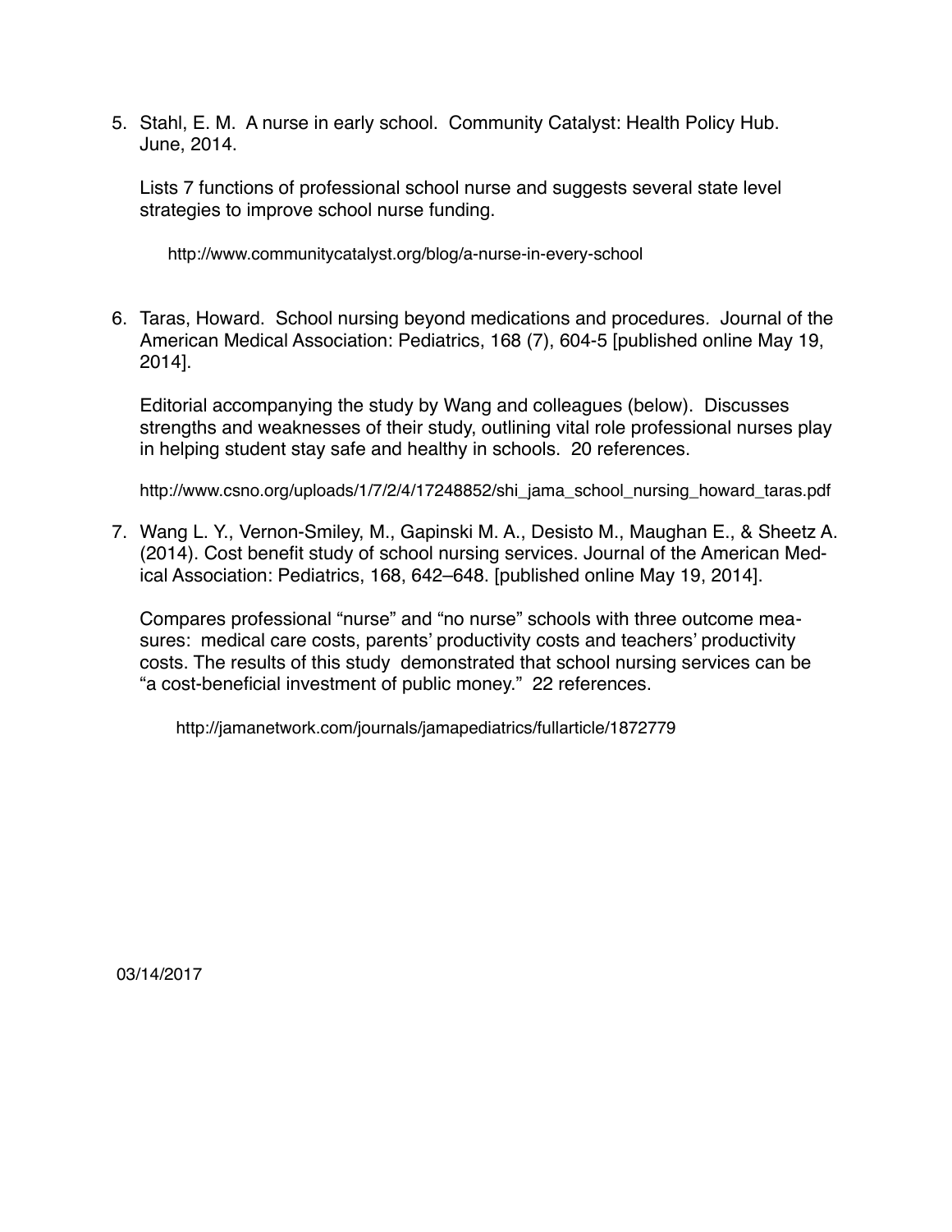5. Stahl, E. M. A nurse in early school. Community Catalyst: Health Policy Hub. June, 2014.

   Lists 7 functions of professional school nurse and suggests several state level strategies to improve school nurse funding.

   http://www.communitycatalyst.org/blog/a-nurse-in-every-school

6. Taras, Howard. School nursing beyond medications and procedures. Journal of the American Medical Association: Pediatrics, 168 (7), 604-5 [published online May 19, 2014].

   Editorial accompanying the study by Wang and colleagues (below). Discusses strengths and weaknesses of their study, outlining vital role professional nurses play in helping student stay safe and healthy in schools. 20 references.

   http://www.csno.org/uploads/1/7/2/4/17248852/shi_jama_school_nursing_howard_taras.pdf

7. Wang L. Y., Vernon-Smiley, M., Gapinski M. A., Desisto M., Maughan E., & Sheetz A. (2014). Cost benefit study of school nursing services. Journal of the American Medical Association: Pediatrics, 168, 642–648. [published online May 19, 2014].

   Compares professional "nurse" and "no nurse" schools with three outcome measures: medical care costs, parents' productivity costs and teachers' productivity costs. The results of this study demonstrated that school nursing services can be "a cost-beneficial investment of public money." 22 references.

   http://jamanetwork.com/journals/jamapediatrics/fullarticle/1872779

03/14/2017